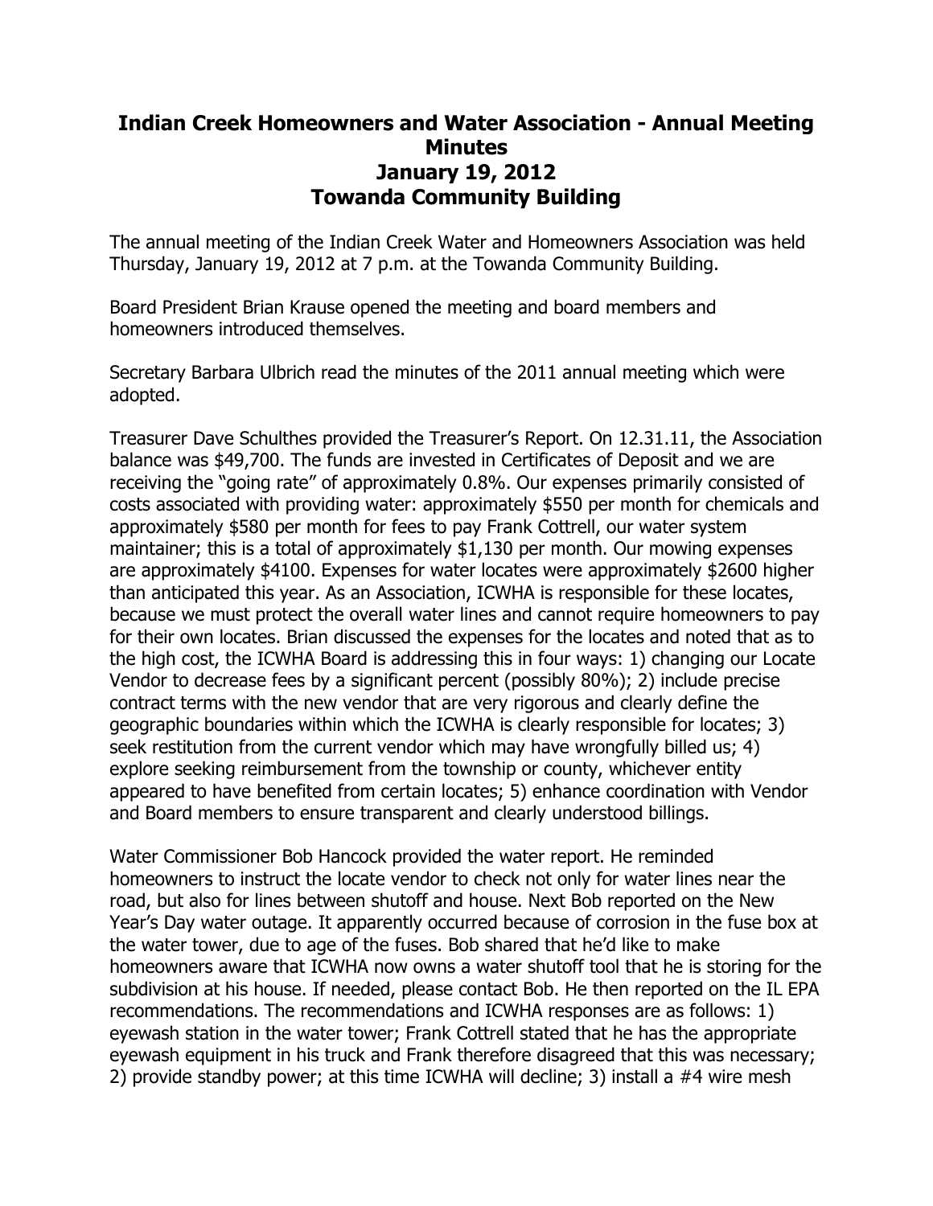# Indian Creek Homeowners and Water Association - Annual Meeting Minutes
## January 19, 2012
## Towanda Community Building

The annual meeting of the Indian Creek Water and Homeowners Association was held Thursday, January 19, 2012 at 7 p.m. at the Towanda Community Building.

Board President Brian Krause opened the meeting and board members and homeowners introduced themselves.

Secretary Barbara Ulbrich read the minutes of the 2011 annual meeting which were adopted.

Treasurer Dave Schulthes provided the Treasurer's Report. On 12.31.11, the Association balance was $49,700. The funds are invested in Certificates of Deposit and we are receiving the "going rate" of approximately 0.8%. Our expenses primarily consisted of costs associated with providing water: approximately $550 per month for chemicals and approximately $580 per month for fees to pay Frank Cottrell, our water system maintainer; this is a total of approximately $1,130 per month. Our mowing expenses are approximately $4100. Expenses for water locates were approximately $2600 higher than anticipated this year. As an Association, ICWHA is responsible for these locates, because we must protect the overall water lines and cannot require homeowners to pay for their own locates. Brian discussed the expenses for the locates and noted that as to the high cost, the ICWHA Board is addressing this in four ways: 1) changing our Locate Vendor to decrease fees by a significant percent (possibly 80%); 2) include precise contract terms with the new vendor that are very rigorous and clearly define the geographic boundaries within which the ICWHA is clearly responsible for locates; 3) seek restitution from the current vendor which may have wrongfully billed us; 4) explore seeking reimbursement from the township or county, whichever entity appeared to have benefited from certain locates; 5) enhance coordination with Vendor and Board members to ensure transparent and clearly understood billings.

Water Commissioner Bob Hancock provided the water report. He reminded homeowners to instruct the locate vendor to check not only for water lines near the road, but also for lines between shutoff and house. Next Bob reported on the New Year's Day water outage. It apparently occurred because of corrosion in the fuse box at the water tower, due to age of the fuses. Bob shared that he'd like to make homeowners aware that ICWHA now owns a water shutoff tool that he is storing for the subdivision at his house. If needed, please contact Bob. He then reported on the IL EPA recommendations. The recommendations and ICWHA responses are as follows: 1) eyewash station in the water tower; Frank Cottrell stated that he has the appropriate eyewash equipment in his truck and Frank therefore disagreed that this was necessary; 2) provide standby power; at this time ICWHA will decline; 3) install a #4 wire mesh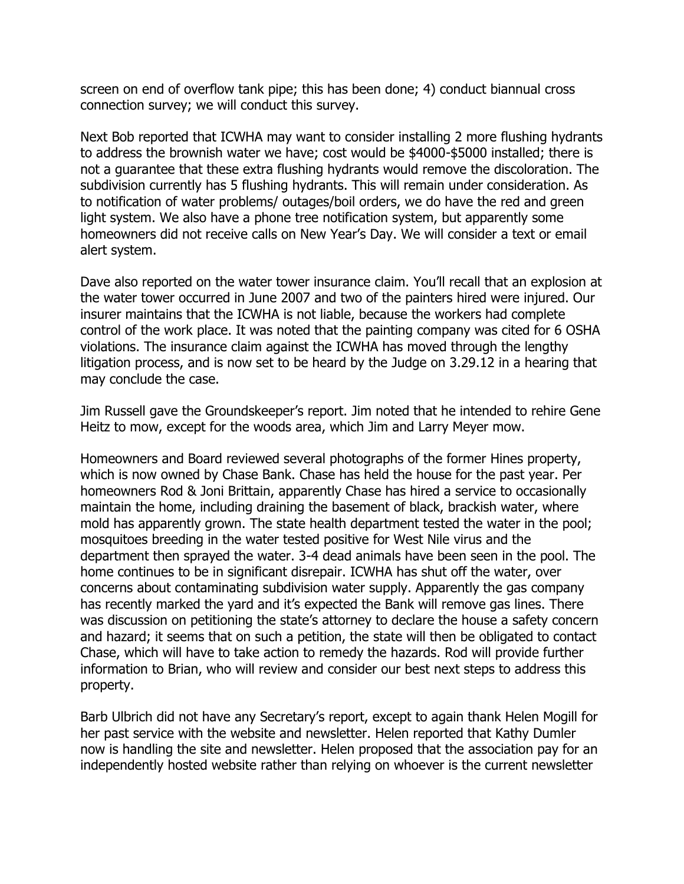screen on end of overflow tank pipe; this has been done; 4) conduct biannual cross connection survey; we will conduct this survey.

Next Bob reported that ICWHA may want to consider installing 2 more flushing hydrants to address the brownish water we have; cost would be $4000-$5000 installed; there is not a guarantee that these extra flushing hydrants would remove the discoloration. The subdivision currently has 5 flushing hydrants. This will remain under consideration. As to notification of water problems/ outages/boil orders, we do have the red and green light system. We also have a phone tree notification system, but apparently some homeowners did not receive calls on New Year's Day. We will consider a text or email alert system.

Dave also reported on the water tower insurance claim. You'll recall that an explosion at the water tower occurred in June 2007 and two of the painters hired were injured. Our insurer maintains that the ICWHA is not liable, because the workers had complete control of the work place. It was noted that the painting company was cited for 6 OSHA violations. The insurance claim against the ICWHA has moved through the lengthy litigation process, and is now set to be heard by the Judge on 3.29.12 in a hearing that may conclude the case.

Jim Russell gave the Groundskeeper's report. Jim noted that he intended to rehire Gene Heitz to mow, except for the woods area, which Jim and Larry Meyer mow.

Homeowners and Board reviewed several photographs of the former Hines property, which is now owned by Chase Bank. Chase has held the house for the past year. Per homeowners Rod & Joni Brittain, apparently Chase has hired a service to occasionally maintain the home, including draining the basement of black, brackish water, where mold has apparently grown. The state health department tested the water in the pool; mosquitoes breeding in the water tested positive for West Nile virus and the department then sprayed the water. 3-4 dead animals have been seen in the pool. The home continues to be in significant disrepair. ICWHA has shut off the water, over concerns about contaminating subdivision water supply. Apparently the gas company has recently marked the yard and it's expected the Bank will remove gas lines. There was discussion on petitioning the state's attorney to declare the house a safety concern and hazard; it seems that on such a petition, the state will then be obligated to contact Chase, which will have to take action to remedy the hazards. Rod will provide further information to Brian, who will review and consider our best next steps to address this property.

Barb Ulbrich did not have any Secretary's report, except to again thank Helen Mogill for her past service with the website and newsletter. Helen reported that Kathy Dumler now is handling the site and newsletter. Helen proposed that the association pay for an independently hosted website rather than relying on whoever is the current newsletter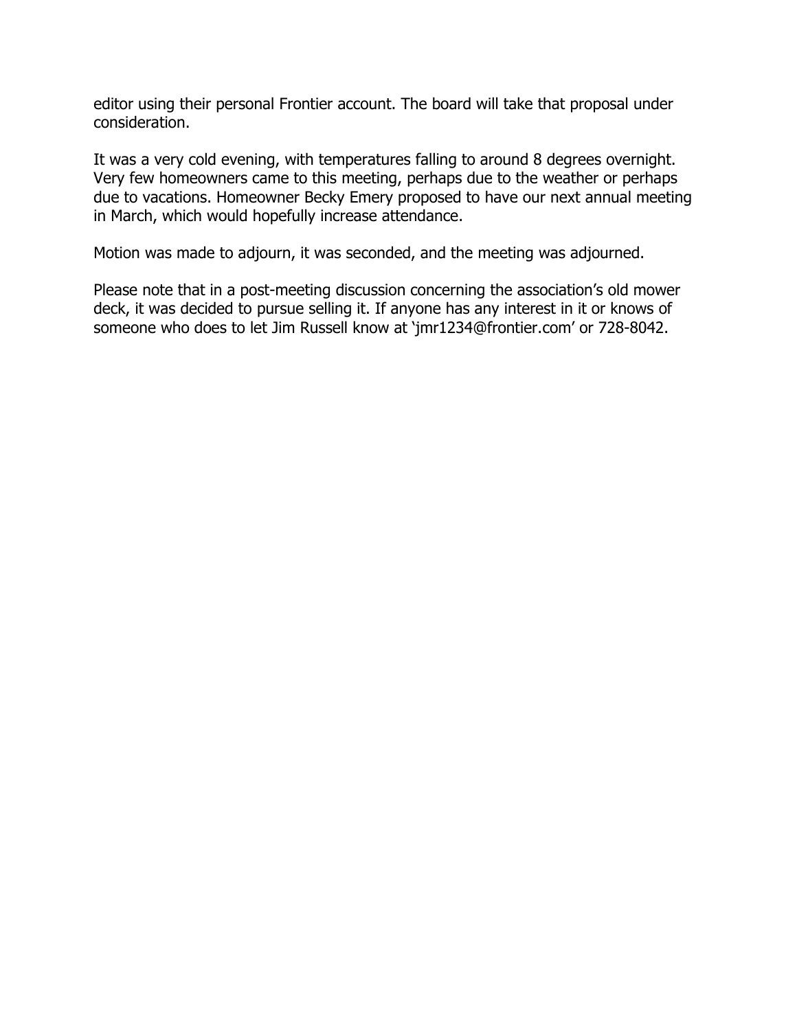editor using their personal Frontier account. The board will take that proposal under consideration.

It was a very cold evening, with temperatures falling to around 8 degrees overnight. Very few homeowners came to this meeting, perhaps due to the weather or perhaps due to vacations. Homeowner Becky Emery proposed to have our next annual meeting in March, which would hopefully increase attendance.

Motion was made to adjourn, it was seconded, and the meeting was adjourned.

Please note that in a post-meeting discussion concerning the association's old mower deck, it was decided to pursue selling it. If anyone has any interest in it or knows of someone who does to let Jim Russell know at 'jmr1234@frontier.com' or 728-8042.